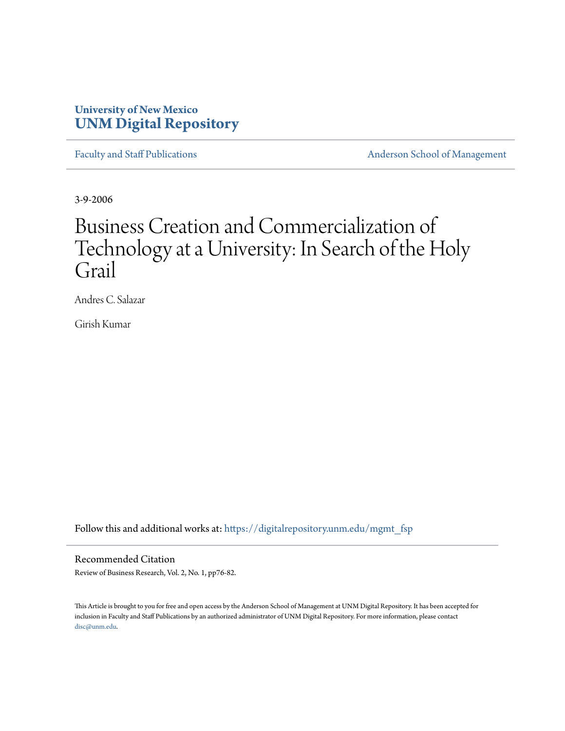University of New Mexico
**UNM Digital Repository**

Faculty and Staff Publications | Anderson School of Management

3-9-2006

# Business Creation and Commercialization of Technology at a University: In Search of the Holy Grail

Andres C. Salazar

Girish Kumar

Follow this and additional works at: https://digitalrepository.unm.edu/mgmt_fsp

## Recommended Citation

Review of Business Research, Vol. 2, No. 1, pp76-82.

This Article is brought to you for free and open access by the Anderson School of Management at UNM Digital Repository. It has been accepted for inclusion in Faculty and Staff Publications by an authorized administrator of UNM Digital Repository. For more information, please contact disc@unm.edu.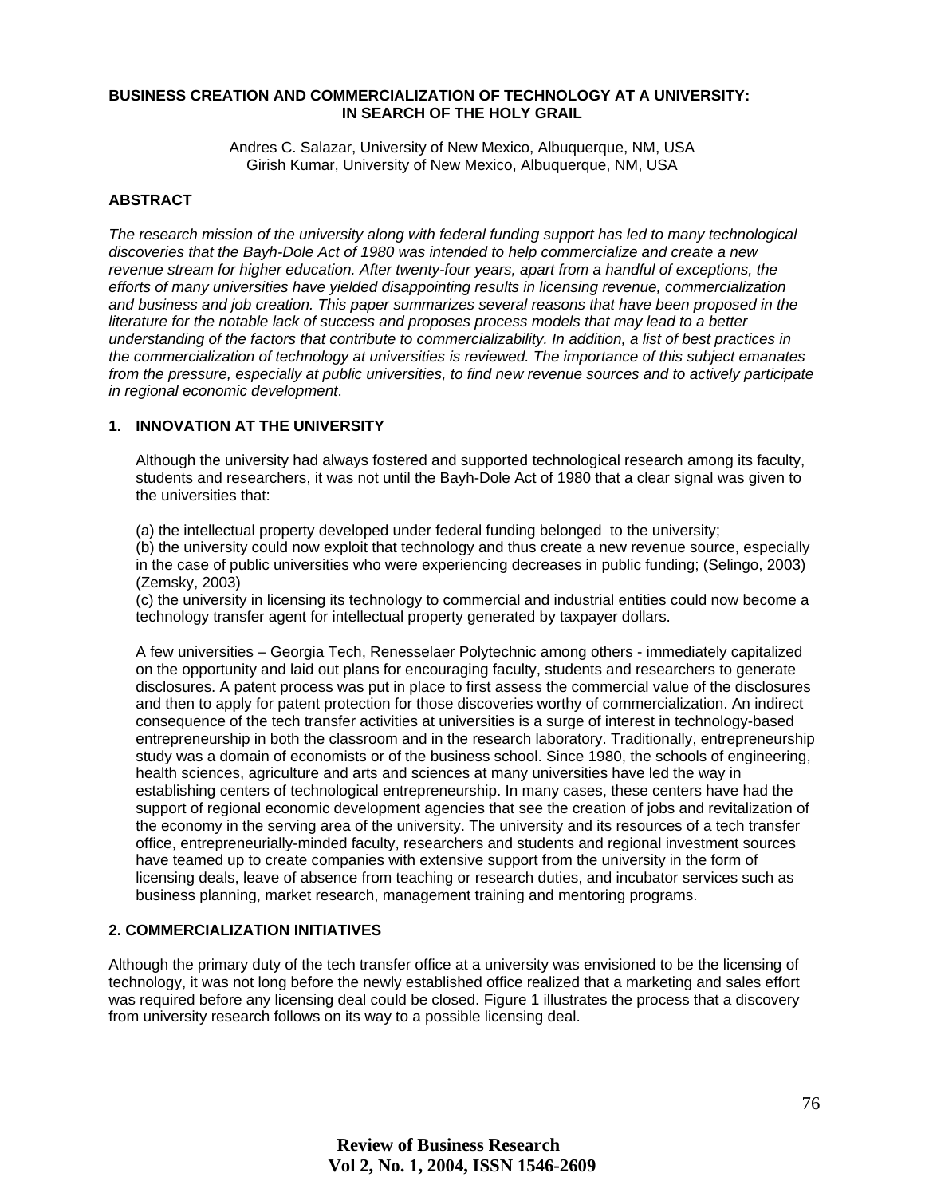# BUSINESS CREATION AND COMMERCIALIZATION OF TECHNOLOGY AT A UNIVERSITY: IN SEARCH OF THE HOLY GRAIL

Andres C. Salazar, University of New Mexico, Albuquerque, NM, USA
Girish Kumar, University of New Mexico, Albuquerque, NM, USA

## ABSTRACT

*The research mission of the university along with federal funding support has led to many technological discoveries that the Bayh-Dole Act of 1980 was intended to help commercialize and create a new revenue stream for higher education. After twenty-four years, apart from a handful of exceptions, the efforts of many universities have yielded disappointing results in licensing revenue, commercialization and business and job creation. This paper summarizes several reasons that have been proposed in the literature for the notable lack of success and proposes process models that may lead to a better understanding of the factors that contribute to commercializability. In addition, a list of best practices in the commercialization of technology at universities is reviewed. The importance of this subject emanates from the pressure, especially at public universities, to find new revenue sources and to actively participate in regional economic development*.

## 1. INNOVATION AT THE UNIVERSITY

Although the university had always fostered and supported technological research among its faculty, students and researchers, it was not until the Bayh-Dole Act of 1980 that a clear signal was given to the universities that:

(a) the intellectual property developed under federal funding belonged to the university;
(b) the university could now exploit that technology and thus create a new revenue source, especially in the case of public universities who were experiencing decreases in public funding; (Selingo, 2003) (Zemsky, 2003)
(c) the university in licensing its technology to commercial and industrial entities could now become a technology transfer agent for intellectual property generated by taxpayer dollars.

A few universities – Georgia Tech, Renesselaer Polytechnic among others - immediately capitalized on the opportunity and laid out plans for encouraging faculty, students and researchers to generate disclosures. A patent process was put in place to first assess the commercial value of the disclosures and then to apply for patent protection for those discoveries worthy of commercialization. An indirect consequence of the tech transfer activities at universities is a surge of interest in technology-based entrepreneurship in both the classroom and in the research laboratory. Traditionally, entrepreneurship study was a domain of economists or of the business school. Since 1980, the schools of engineering, health sciences, agriculture and arts and sciences at many universities have led the way in establishing centers of technological entrepreneurship. In many cases, these centers have had the support of regional economic development agencies that see the creation of jobs and revitalization of the economy in the serving area of the university. The university and its resources of a tech transfer office, entrepreneurially-minded faculty, researchers and students and regional investment sources have teamed up to create companies with extensive support from the university in the form of licensing deals, leave of absence from teaching or research duties, and incubator services such as business planning, market research, management training and mentoring programs.

## 2. COMMERCIALIZATION INITIATIVES

Although the primary duty of the tech transfer office at a university was envisioned to be the licensing of technology, it was not long before the newly established office realized that a marketing and sales effort was required before any licensing deal could be closed. Figure 1 illustrates the process that a discovery from university research follows on its way to a possible licensing deal.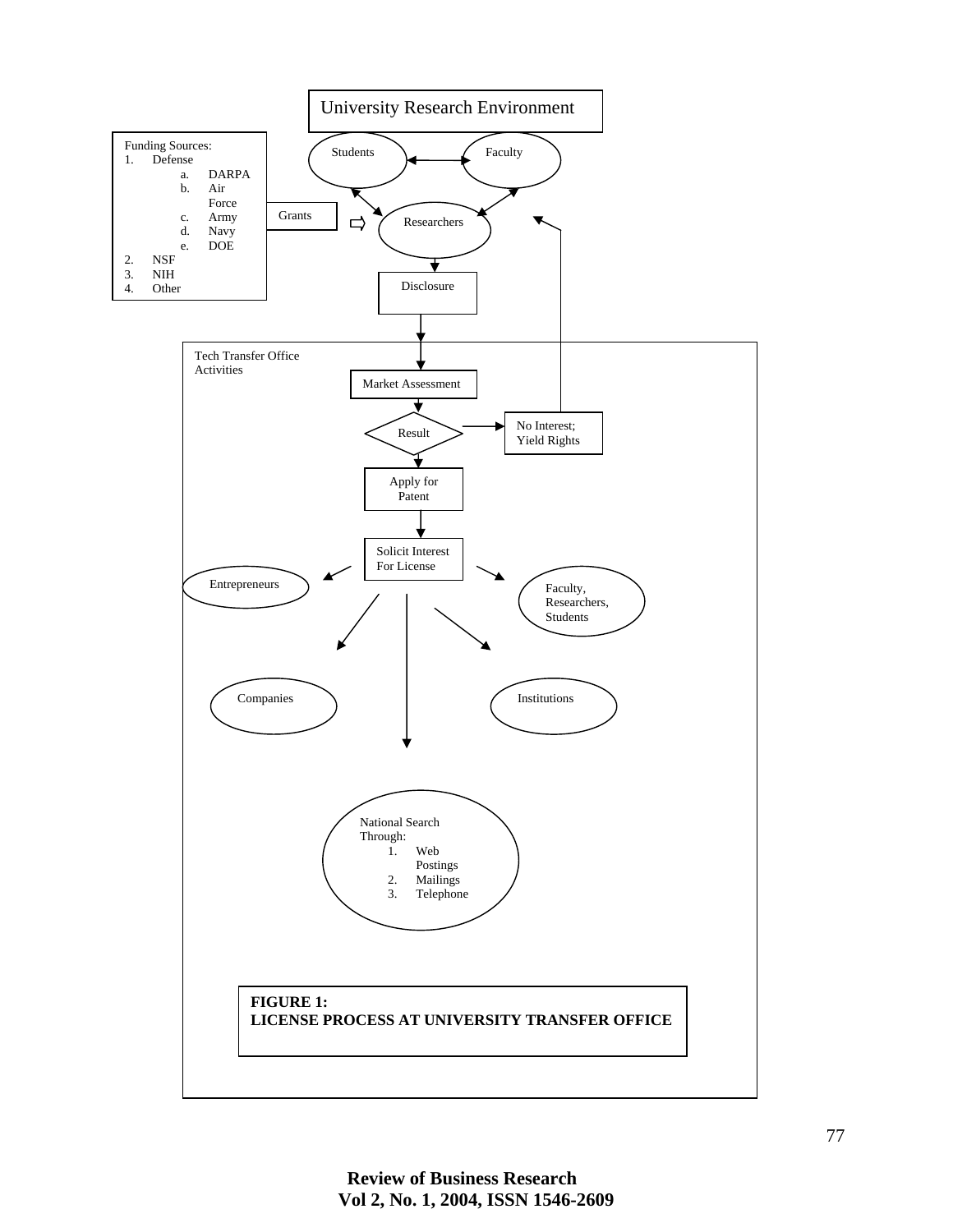University Research Environment

Funding Sources:
1. Defense
   a. DARPA
   b. Air Force
   c. Army
   d. Navy
   e. DOE
2. NSF
3. NIH
4. Other

Grants

Students

Faculty

Researchers

Disclosure

Tech Transfer Office Activities

Market Assessment

Result

No Interest; Yield Rights

Apply for Patent

Solicit Interest For License

Entrepreneurs

Faculty, Researchers, Students

Companies

Institutions

National Search Through:
1. Web Postings
2. Mailings
3. Telephone

**FIGURE 1:**
**LICENSE PROCESS AT UNIVERSITY TRANSFER OFFICE**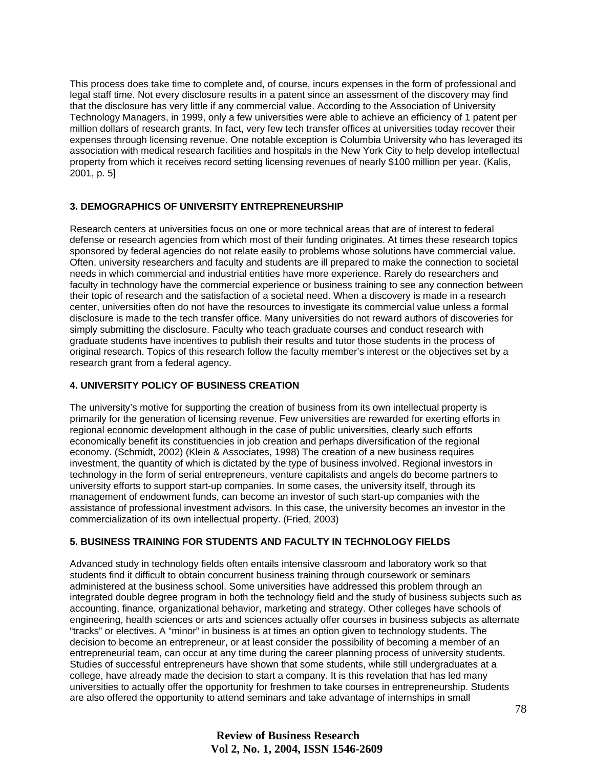This process does take time to complete and, of course, incurs expenses in the form of professional and legal staff time. Not every disclosure results in a patent since an assessment of the discovery may find that the disclosure has very little if any commercial value. According to the Association of University Technology Managers, in 1999, only a few universities were able to achieve an efficiency of 1 patent per million dollars of research grants. In fact, very few tech transfer offices at universities today recover their expenses through licensing revenue. One notable exception is Columbia University who has leveraged its association with medical research facilities and hospitals in the New York City to help develop intellectual property from which it receives record setting licensing revenues of nearly $100 million per year. (Kalis, 2001, p. 5]

## 3. DEMOGRAPHICS OF UNIVERSITY ENTREPRENEURSHIP

Research centers at universities focus on one or more technical areas that are of interest to federal defense or research agencies from which most of their funding originates. At times these research topics sponsored by federal agencies do not relate easily to problems whose solutions have commercial value. Often, university researchers and faculty and students are ill prepared to make the connection to societal needs in which commercial and industrial entities have more experience. Rarely do researchers and faculty in technology have the commercial experience or business training to see any connection between their topic of research and the satisfaction of a societal need. When a discovery is made in a research center, universities often do not have the resources to investigate its commercial value unless a formal disclosure is made to the tech transfer office. Many universities do not reward authors of discoveries for simply submitting the disclosure. Faculty who teach graduate courses and conduct research with graduate students have incentives to publish their results and tutor those students in the process of original research. Topics of this research follow the faculty member's interest or the objectives set by a research grant from a federal agency.

## 4. UNIVERSITY POLICY OF BUSINESS CREATION

The university's motive for supporting the creation of business from its own intellectual property is primarily for the generation of licensing revenue. Few universities are rewarded for exerting efforts in regional economic development although in the case of public universities, clearly such efforts economically benefit its constituencies in job creation and perhaps diversification of the regional economy. (Schmidt, 2002) (Klein & Associates, 1998) The creation of a new business requires investment, the quantity of which is dictated by the type of business involved. Regional investors in technology in the form of serial entrepreneurs, venture capitalists and angels do become partners to university efforts to support start-up companies. In some cases, the university itself, through its management of endowment funds, can become an investor of such start-up companies with the assistance of professional investment advisors. In this case, the university becomes an investor in the commercialization of its own intellectual property. (Fried, 2003)

## 5. BUSINESS TRAINING FOR STUDENTS AND FACULTY IN TECHNOLOGY FIELDS

Advanced study in technology fields often entails intensive classroom and laboratory work so that students find it difficult to obtain concurrent business training through coursework or seminars administered at the business school. Some universities have addressed this problem through an integrated double degree program in both the technology field and the study of business subjects such as accounting, finance, organizational behavior, marketing and strategy. Other colleges have schools of engineering, health sciences or arts and sciences actually offer courses in business subjects as alternate "tracks" or electives. A "minor" in business is at times an option given to technology students. The decision to become an entrepreneur, or at least consider the possibility of becoming a member of an entrepreneurial team, can occur at any time during the career planning process of university students. Studies of successful entrepreneurs have shown that some students, while still undergraduates at a college, have already made the decision to start a company. It is this revelation that has led many universities to actually offer the opportunity for freshmen to take courses in entrepreneurship. Students are also offered the opportunity to attend seminars and take advantage of internships in small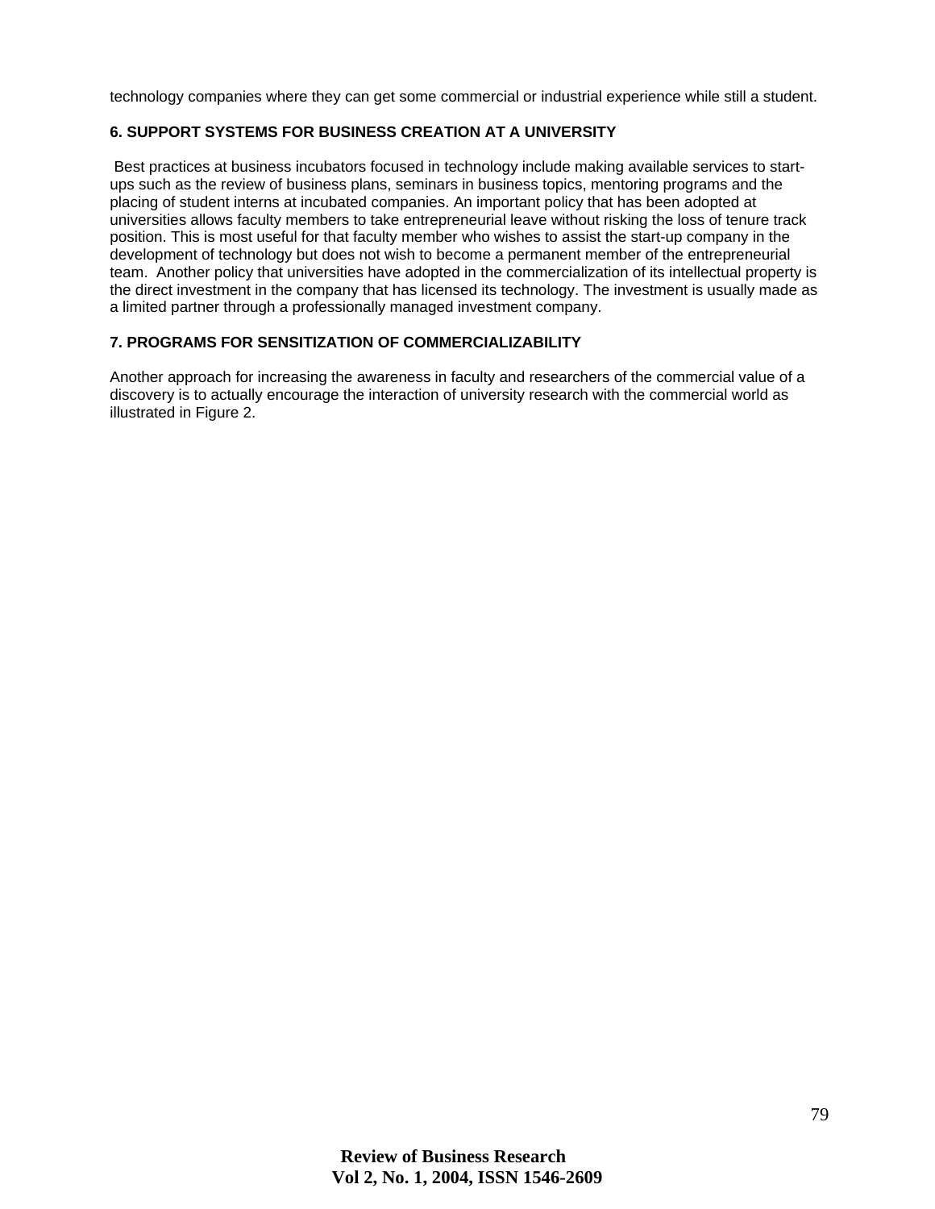technology companies where they can get some commercial or industrial experience while still a student.

## 6. SUPPORT SYSTEMS FOR BUSINESS CREATION AT A UNIVERSITY

Best practices at business incubators focused in technology include making available services to start-ups such as the review of business plans, seminars in business topics, mentoring programs and the placing of student interns at incubated companies. An important policy that has been adopted at universities allows faculty members to take entrepreneurial leave without risking the loss of tenure track position. This is most useful for that faculty member who wishes to assist the start-up company in the development of technology but does not wish to become a permanent member of the entrepreneurial team. Another policy that universities have adopted in the commercialization of its intellectual property is the direct investment in the company that has licensed its technology. The investment is usually made as a limited partner through a professionally managed investment company.

## 7. PROGRAMS FOR SENSITIZATION OF COMMERCIALIZABILITY

Another approach for increasing the awareness in faculty and researchers of the commercial value of a discovery is to actually encourage the interaction of university research with the commercial world as illustrated in Figure 2.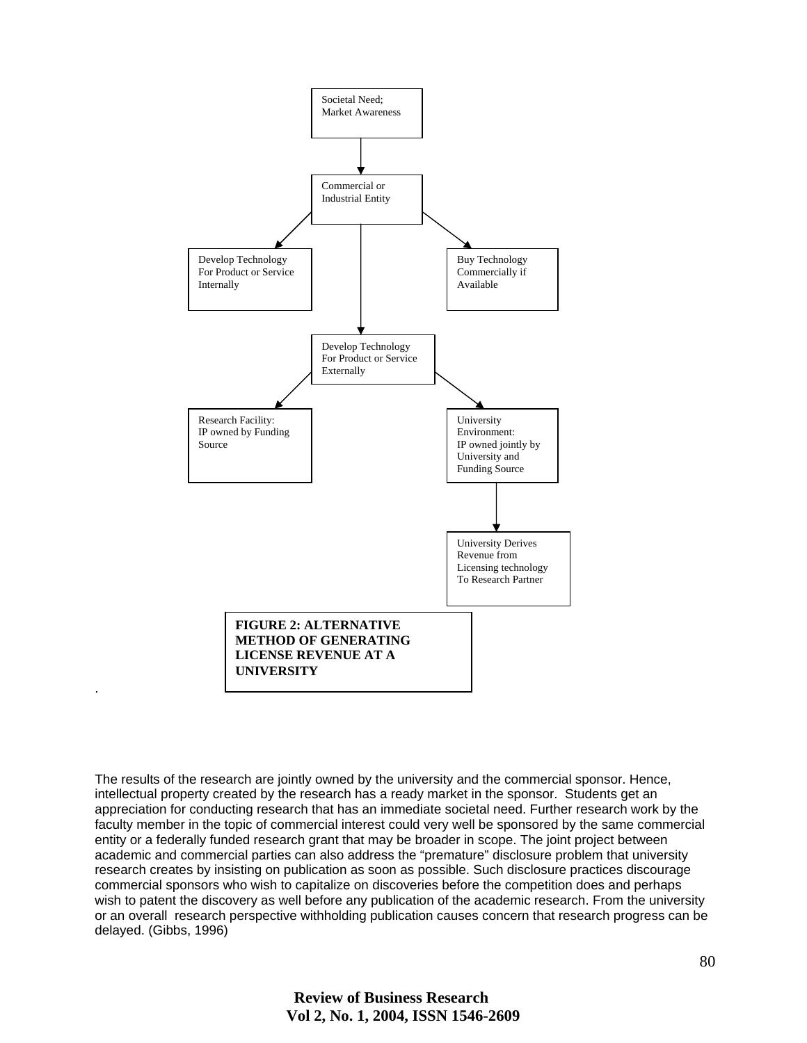Societal Need; Market Awareness

Commercial or Industrial Entity

Develop Technology For Product or Service Internally

Buy Technology Commercially if Available

Develop Technology For Product or Service Externally

Research Facility: IP owned by Funding Source

University Environment: IP owned jointly by University and Funding Source

University Derives Revenue from Licensing technology To Research Partner

**FIGURE 2: ALTERNATIVE METHOD OF GENERATING LICENSE REVENUE AT A UNIVERSITY**

The results of the research are jointly owned by the university and the commercial sponsor. Hence, intellectual property created by the research has a ready market in the sponsor. Students get an appreciation for conducting research that has an immediate societal need. Further research work by the faculty member in the topic of commercial interest could very well be sponsored by the same commercial entity or a federally funded research grant that may be broader in scope. The joint project between academic and commercial parties can also address the "premature" disclosure problem that university research creates by insisting on publication as soon as possible. Such disclosure practices discourage commercial sponsors who wish to capitalize on discoveries before the competition does and perhaps wish to patent the discovery as well before any publication of the academic research. From the university or an overall research perspective withholding publication causes concern that research progress can be delayed. (Gibbs, 1996)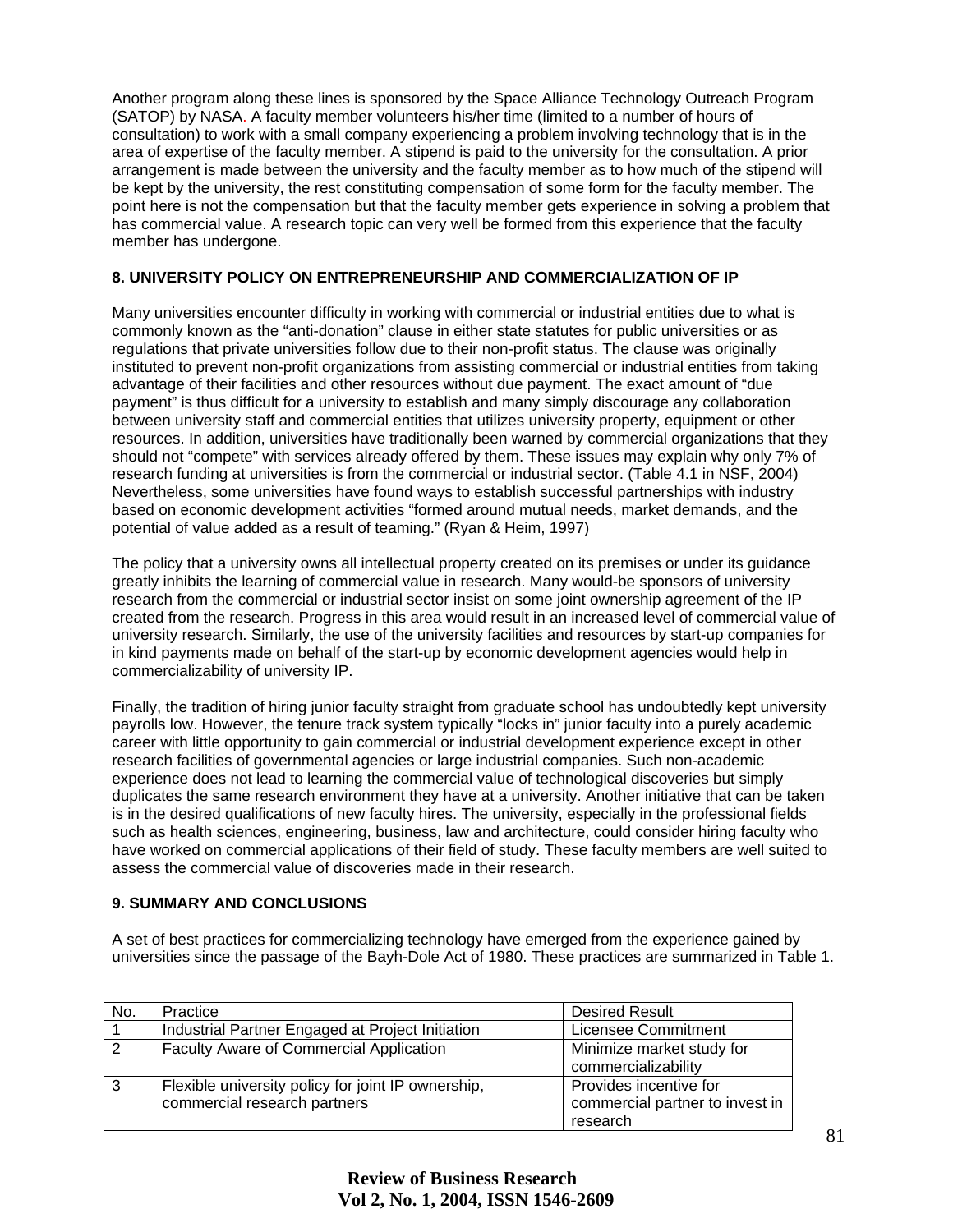Another program along these lines is sponsored by the Space Alliance Technology Outreach Program (SATOP) by NASA. A faculty member volunteers his/her time (limited to a number of hours of consultation) to work with a small company experiencing a problem involving technology that is in the area of expertise of the faculty member. A stipend is paid to the university for the consultation. A prior arrangement is made between the university and the faculty member as to how much of the stipend will be kept by the university, the rest constituting compensation of some form for the faculty member. The point here is not the compensation but that the faculty member gets experience in solving a problem that has commercial value. A research topic can very well be formed from this experience that the faculty member has undergone.

## 8. UNIVERSITY POLICY ON ENTREPRENEURSHIP AND COMMERCIALIZATION OF IP

Many universities encounter difficulty in working with commercial or industrial entities due to what is commonly known as the "anti-donation" clause in either state statutes for public universities or as regulations that private universities follow due to their non-profit status. The clause was originally instituted to prevent non-profit organizations from assisting commercial or industrial entities from taking advantage of their facilities and other resources without due payment. The exact amount of "due payment" is thus difficult for a university to establish and many simply discourage any collaboration between university staff and commercial entities that utilizes university property, equipment or other resources. In addition, universities have traditionally been warned by commercial organizations that they should not "compete" with services already offered by them. These issues may explain why only 7% of research funding at universities is from the commercial or industrial sector. (Table 4.1 in NSF, 2004) Nevertheless, some universities have found ways to establish successful partnerships with industry based on economic development activities "formed around mutual needs, market demands, and the potential of value added as a result of teaming." (Ryan & Heim, 1997)

The policy that a university owns all intellectual property created on its premises or under its guidance greatly inhibits the learning of commercial value in research. Many would-be sponsors of university research from the commercial or industrial sector insist on some joint ownership agreement of the IP created from the research. Progress in this area would result in an increased level of commercial value of university research. Similarly, the use of the university facilities and resources by start-up companies for in kind payments made on behalf of the start-up by economic development agencies would help in commercializability of university IP.

Finally, the tradition of hiring junior faculty straight from graduate school has undoubtedly kept university payrolls low. However, the tenure track system typically "locks in" junior faculty into a purely academic career with little opportunity to gain commercial or industrial development experience except in other research facilities of governmental agencies or large industrial companies. Such non-academic experience does not lead to learning the commercial value of technological discoveries but simply duplicates the same research environment they have at a university. Another initiative that can be taken is in the desired qualifications of new faculty hires. The university, especially in the professional fields such as health sciences, engineering, business, law and architecture, could consider hiring faculty who have worked on commercial applications of their field of study. These faculty members are well suited to assess the commercial value of discoveries made in their research.

## 9. SUMMARY AND CONCLUSIONS

A set of best practices for commercializing technology have emerged from the experience gained by universities since the passage of the Bayh-Dole Act of 1980. These practices are summarized in Table 1.

| No. | Practice | Desired Result |
| --- | --- | --- |
| 1 | Industrial Partner Engaged at Project Initiation | Licensee Commitment |
| 2 | Faculty Aware of Commercial Application | Minimize market study for commercializability |
| 3 | Flexible university policy for joint IP ownership, commercial research partners | Provides incentive for commercial partner to invest in research |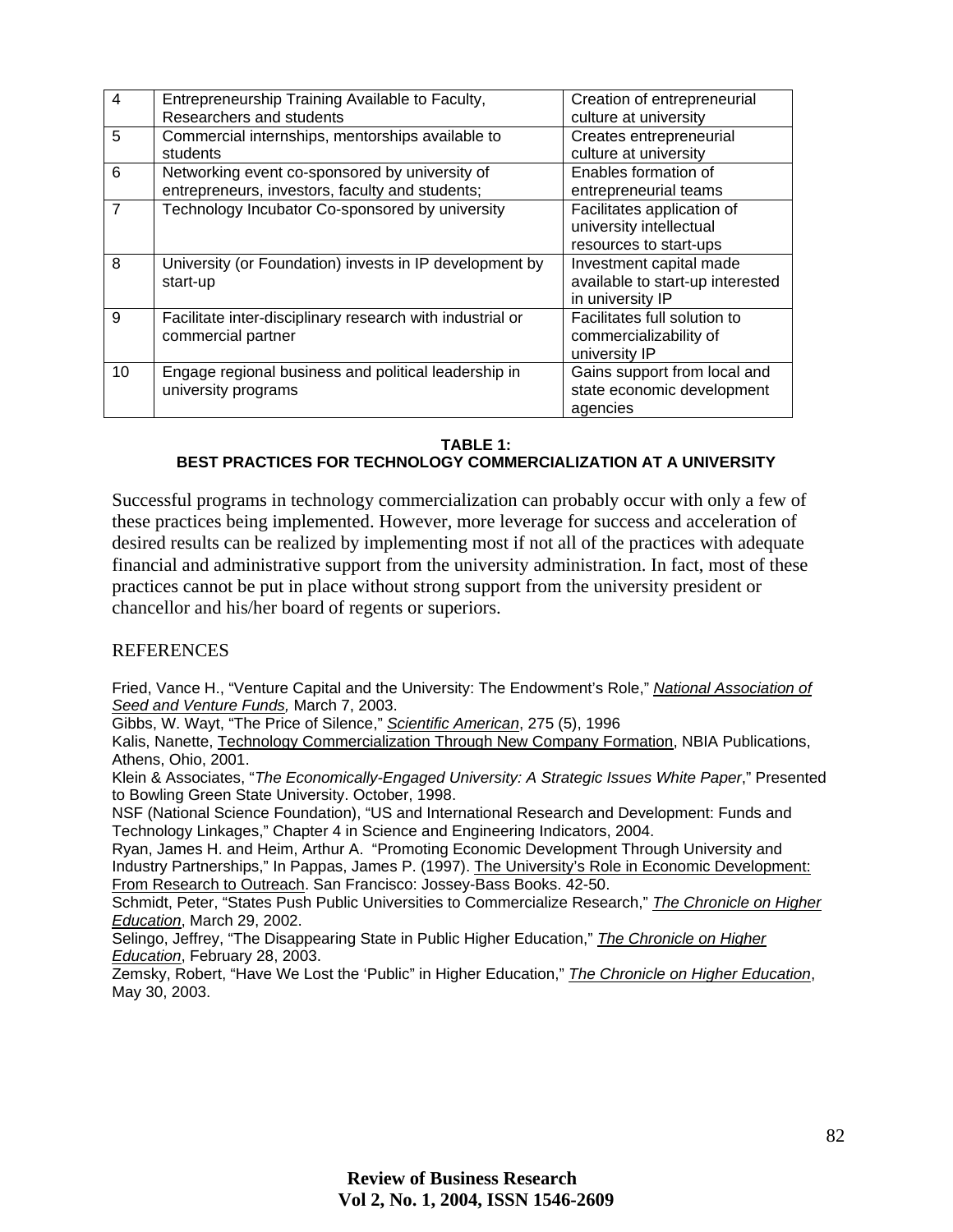| | | |
|---|---|---|
| 4 | Entrepreneurship Training Available to Faculty, Researchers and students | Creation of entrepreneurial culture at university |
| 5 | Commercial internships, mentorships available to students | Creates entrepreneurial culture at university |
| 6 | Networking event co-sponsored by university of entrepreneurs, investors, faculty and students; | Enables formation of entrepreneurial teams |
| 7 | Technology Incubator Co-sponsored by university | Facilitates application of university intellectual resources to start-ups |
| 8 | University (or Foundation) invests in IP development by start-up | Investment capital made available to start-up interested in university IP |
| 9 | Facilitate inter-disciplinary research with industrial or commercial partner | Facilitates full solution to commercializability of university IP |
| 10 | Engage regional business and political leadership in university programs | Gains support from local and state economic development agencies |

**TABLE 1:**
**BEST PRACTICES FOR TECHNOLOGY COMMERCIALIZATION AT A UNIVERSITY**

Successful programs in technology commercialization can probably occur with only a few of these practices being implemented. However, more leverage for success and acceleration of desired results can be realized by implementing most if not all of the practices with adequate financial and administrative support from the university administration. In fact, most of these practices cannot be put in place without strong support from the university president or chancellor and his/her board of regents or superiors.

## REFERENCES

Fried, Vance H., "Venture Capital and the University: The Endowment's Role," *National Association of Seed and Venture Funds,* March 7, 2003.

Gibbs, W. Wayt, "The Price of Silence," *Scientific American*, 275 (5), 1996

Kalis, Nanette, Technology Commercialization Through New Company Formation, NBIA Publications, Athens, Ohio, 2001.

Klein & Associates, "*The Economically-Engaged University: A Strategic Issues White Paper*," Presented to Bowling Green State University. October, 1998.

NSF (National Science Foundation), "US and International Research and Development: Funds and Technology Linkages," Chapter 4 in Science and Engineering Indicators, 2004.

Ryan, James H. and Heim, Arthur A. "Promoting Economic Development Through University and Industry Partnerships," In Pappas, James P. (1997). The University's Role in Economic Development: From Research to Outreach. San Francisco: Jossey-Bass Books. 42-50.

Schmidt, Peter, "States Push Public Universities to Commercialize Research," *The Chronicle on Higher Education*, March 29, 2002.

Selingo, Jeffrey, "The Disappearing State in Public Higher Education," *The Chronicle on Higher Education*, February 28, 2003.

Zemsky, Robert, "Have We Lost the 'Public" in Higher Education," *The Chronicle on Higher Education*, May 30, 2003.